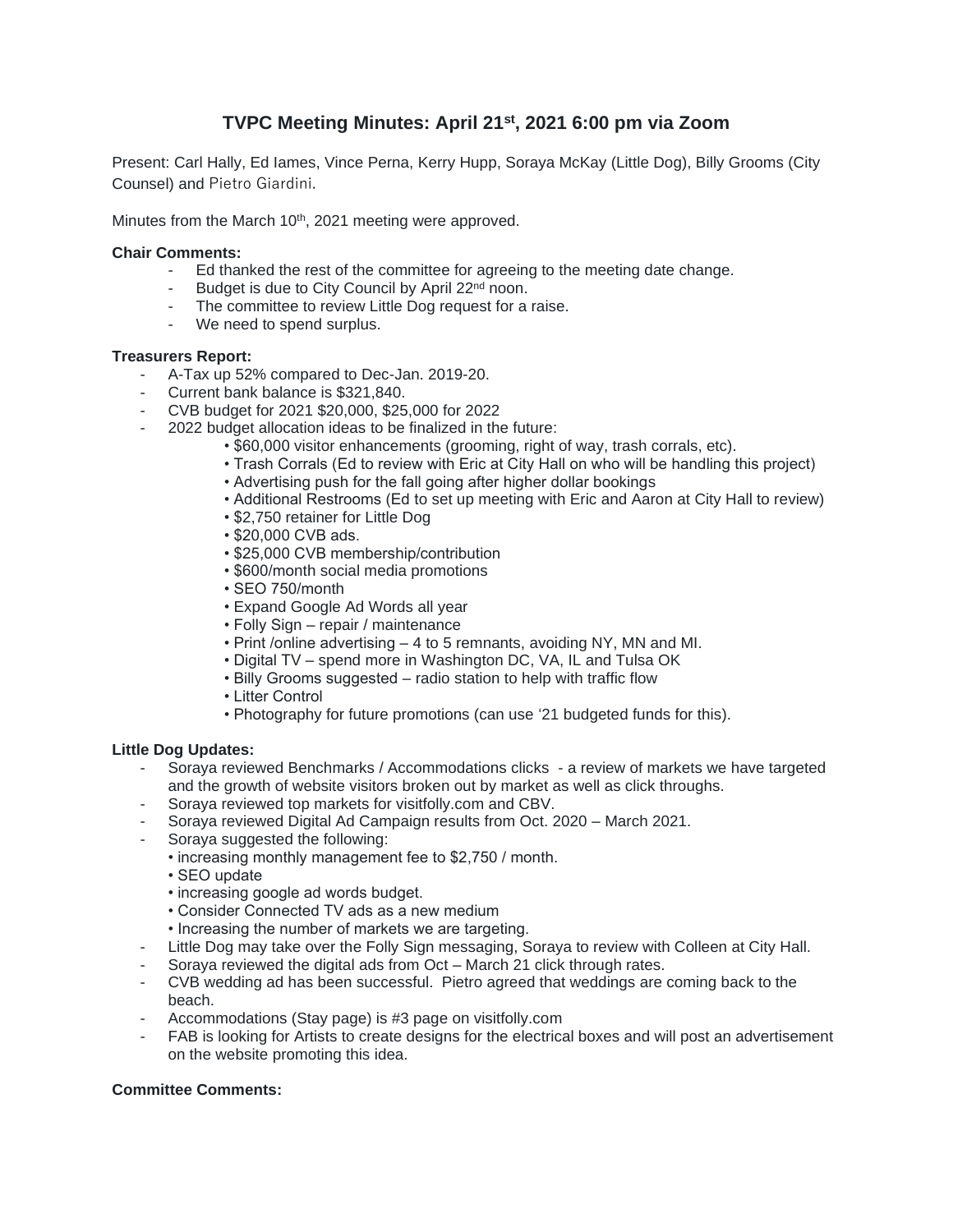# TVPC Meeting Minutes: April 21st, 2021 6:00 pm via Zoom

Present: Carl Hally, Ed Iames, Vince Perna, Kerry Hupp, Soraya McKay (Little Dog), Billy Grooms (City Counsel) and Pietro Giardini.

Minutes from the March 10th, 2021 meeting were approved.

**Chair Comments:**

- Ed thanked the rest of the committee for agreeing to the meeting date change.
- Budget is due to City Council by April 22nd noon.
- The committee to review Little Dog request for a raise.
- We need to spend surplus.

**Treasurers Report:**

- A-Tax up 52% compared to Dec-Jan. 2019-20.
- Current bank balance is $321,840.
- CVB budget for 2021 $20,000, $25,000 for 2022
- 2022 budget allocation ideas to be finalized in the future:
  - $60,000 visitor enhancements (grooming, right of way, trash corrals, etc).
  - Trash Corrals (Ed to review with Eric at City Hall on who will be handling this project)
  - Advertising push for the fall going after higher dollar bookings
  - Additional Restrooms (Ed to set up meeting with Eric and Aaron at City Hall to review)
  - $2,750 retainer for Little Dog
  - $20,000 CVB ads.
  - $25,000 CVB membership/contribution
  - $600/month social media promotions
  - SEO 750/month
  - Expand Google Ad Words all year
  - Folly Sign – repair / maintenance
  - Print /online advertising – 4 to 5 remnants, avoiding NY, MN and MI.
  - Digital TV – spend more in Washington DC, VA, IL and Tulsa OK
  - Billy Grooms suggested – radio station to help with traffic flow
  - Litter Control
  - Photography for future promotions (can use '21 budgeted funds for this).

**Little Dog Updates:**

- Soraya reviewed Benchmarks / Accommodations clicks - a review of markets we have targeted and the growth of website visitors broken out by market as well as click throughs.
- Soraya reviewed top markets for visitfolly.com and CBV.
- Soraya reviewed Digital Ad Campaign results from Oct. 2020 – March 2021.
- Soraya suggested the following:
  - increasing monthly management fee to $2,750 / month.
  - SEO update
  - increasing google ad words budget.
  - Consider Connected TV ads as a new medium
  - Increasing the number of markets we are targeting.
- Little Dog may take over the Folly Sign messaging, Soraya to review with Colleen at City Hall.
- Soraya reviewed the digital ads from Oct – March 21 click through rates.
- CVB wedding ad has been successful. Pietro agreed that weddings are coming back to the beach.
- Accommodations (Stay page) is #3 page on visitfolly.com
- FAB is looking for Artists to create designs for the electrical boxes and will post an advertisement on the website promoting this idea.

**Committee Comments:**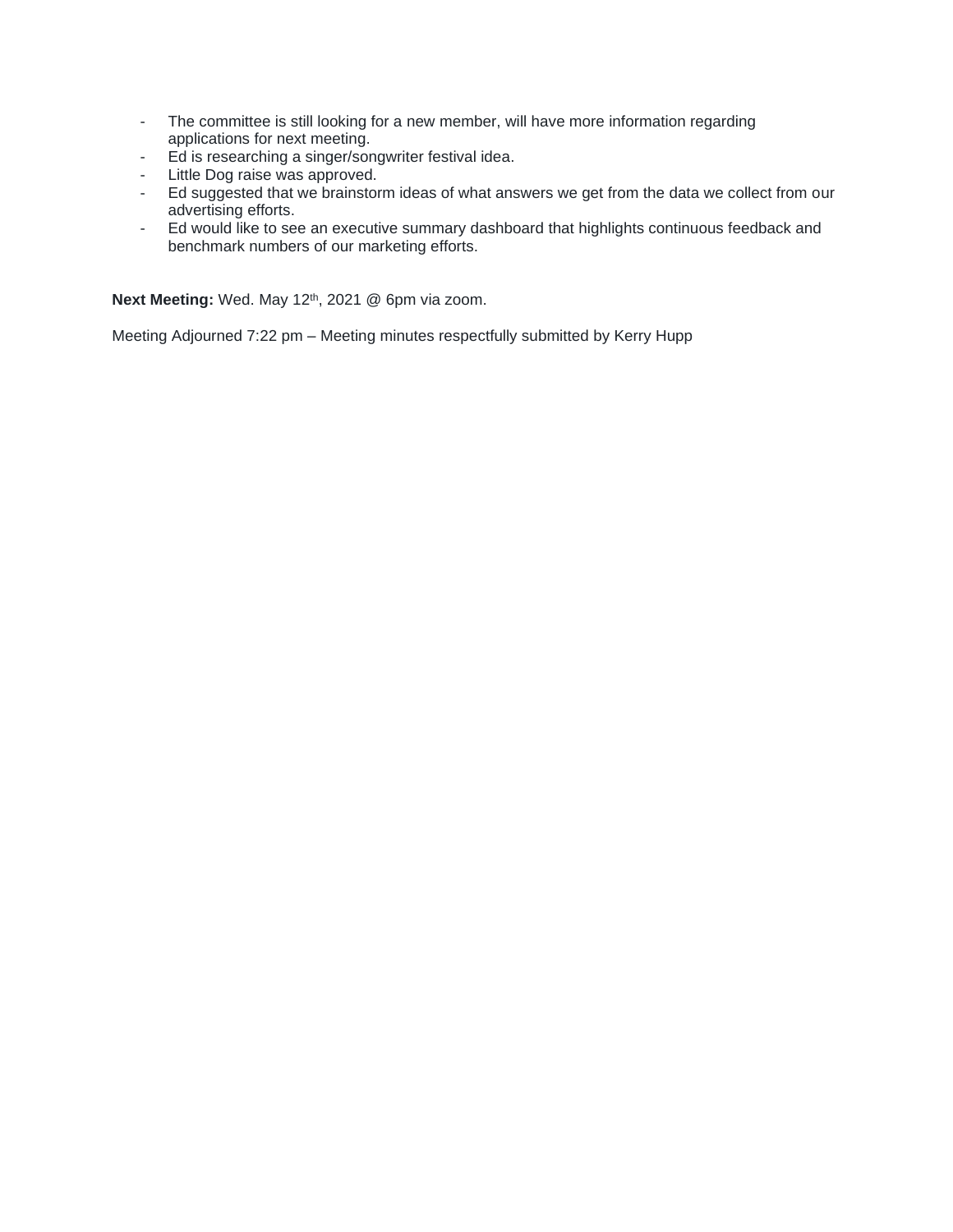- The committee is still looking for a new member, will have more information regarding applications for next meeting.
- Ed is researching a singer/songwriter festival idea.
- Little Dog raise was approved.
- Ed suggested that we brainstorm ideas of what answers we get from the data we collect from our advertising efforts.
- Ed would like to see an executive summary dashboard that highlights continuous feedback and benchmark numbers of our marketing efforts.

**Next Meeting:** Wed. May 12th, 2021 @ 6pm via zoom.

Meeting Adjourned 7:22 pm – Meeting minutes respectfully submitted by Kerry Hupp